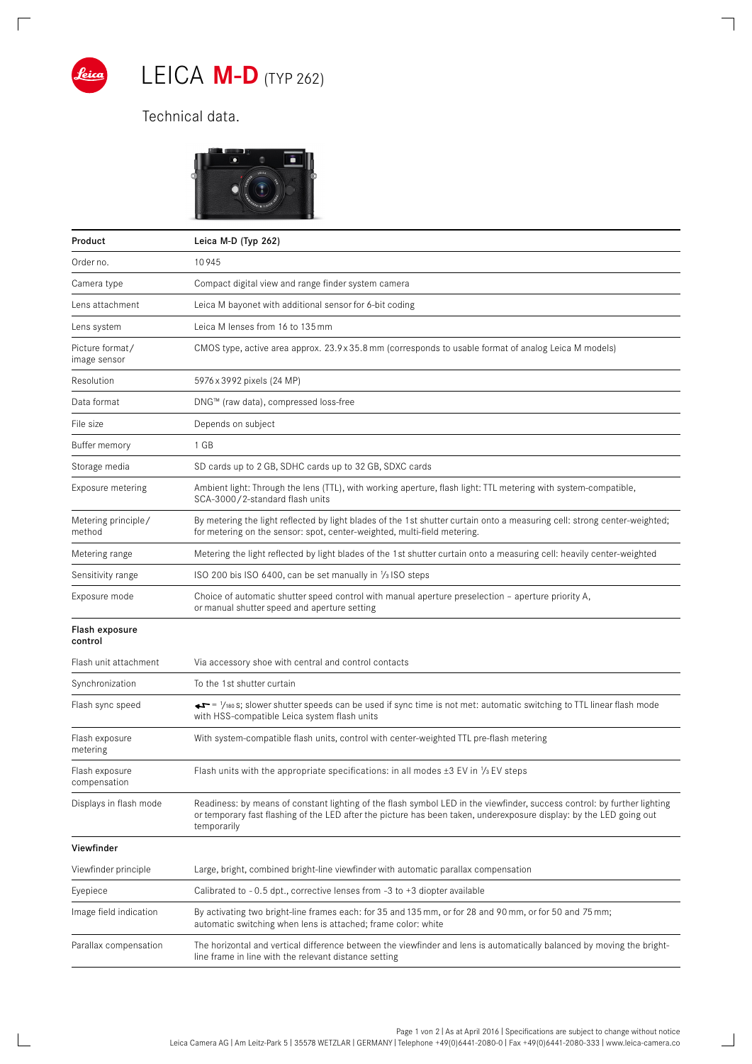# LEICA **M-D** (TYP 262)

Technical data.

| Product | Leica M-D (Typ 262) |
|---|---|
| Order no. | 10945 |
| Camera type | Compact digital view and range finder system camera |
| Lens attachment | Leica M bayonet with additional sensor for 6-bit coding |
| Lens system | Leica M lenses from 16 to 135 mm |
| Picture format/ image sensor | CMOS type, active area approx. 23.9 x 35.8 mm (corresponds to usable format of analog Leica M models) |
| Resolution | 5976 x 3992 pixels (24 MP) |
| Data format | DNG™ (raw data), compressed loss-free |
| File size | Depends on subject |
| Buffer memory | 1 GB |
| Storage media | SD cards up to 2 GB, SDHC cards up to 32 GB, SDXC cards |
| Exposure metering | Ambient light: Through the lens (TTL), with working aperture, flash light: TTL metering with system-compatible, SCA-3000/2-standard flash units |
| Metering principle/ method | By metering the light reflected by light blades of the 1st shutter curtain onto a measuring cell: strong center-weighted; for metering on the sensor: spot, center-weighted, multi-field metering. |
| Metering range | Metering the light reflected by light blades of the 1st shutter curtain onto a measuring cell: heavily center-weighted |
| Sensitivity range | ISO 200 bis ISO 6400, can be set manually in 1/3 ISO steps |
| Exposure mode | Choice of automatic shutter speed control with manual aperture preselection – aperture priority A, or manual shutter speed and aperture setting |
| **Flash exposure control** | |
| Flash unit attachment | Via accessory shoe with central and control contacts |
| Synchronization | To the 1st shutter curtain |
| Flash sync speed | ⚡ = 1/180 s; slower shutter speeds can be used if sync time is not met: automatic switching to TTL linear flash mode with HSS-compatible Leica system flash units |
| Flash exposure metering | With system-compatible flash units, control with center-weighted TTL pre-flash metering |
| Flash exposure compensation | Flash units with the appropriate specifications: in all modes ±3 EV in 1/3 EV steps |
| Displays in flash mode | Readiness: by means of constant lighting of the flash symbol LED in the viewfinder, success control: by further lighting or temporary fast flashing of the LED after the picture has been taken, underexposure display: by the LED going out temporarily |
| **Viewfinder** | |
| Viewfinder principle | Large, bright, combined bright-line viewfinder with automatic parallax compensation |
| Eyepiece | Calibrated to - 0.5 dpt., corrective lenses from -3 to +3 diopter available |
| Image field indication | By activating two bright-line frames each: for 35 and 135 mm, or for 28 and 90 mm, or for 50 and 75 mm; automatic switching when lens is attached; frame color: white |
| Parallax compensation | The horizontal and vertical difference between the viewfinder and lens is automatically balanced by moving the bright-line frame in line with the relevant distance setting |

Page 1 von 2 | As at April 2016 | Specifications are subject to change without notice
Leica Camera AG | Am Leitz-Park 5 | 35578 WETZLAR | GERMANY | Telephone +49(0)6441-2080-0 | Fax +49(0)6441-2080-333 | www.leica-camera.co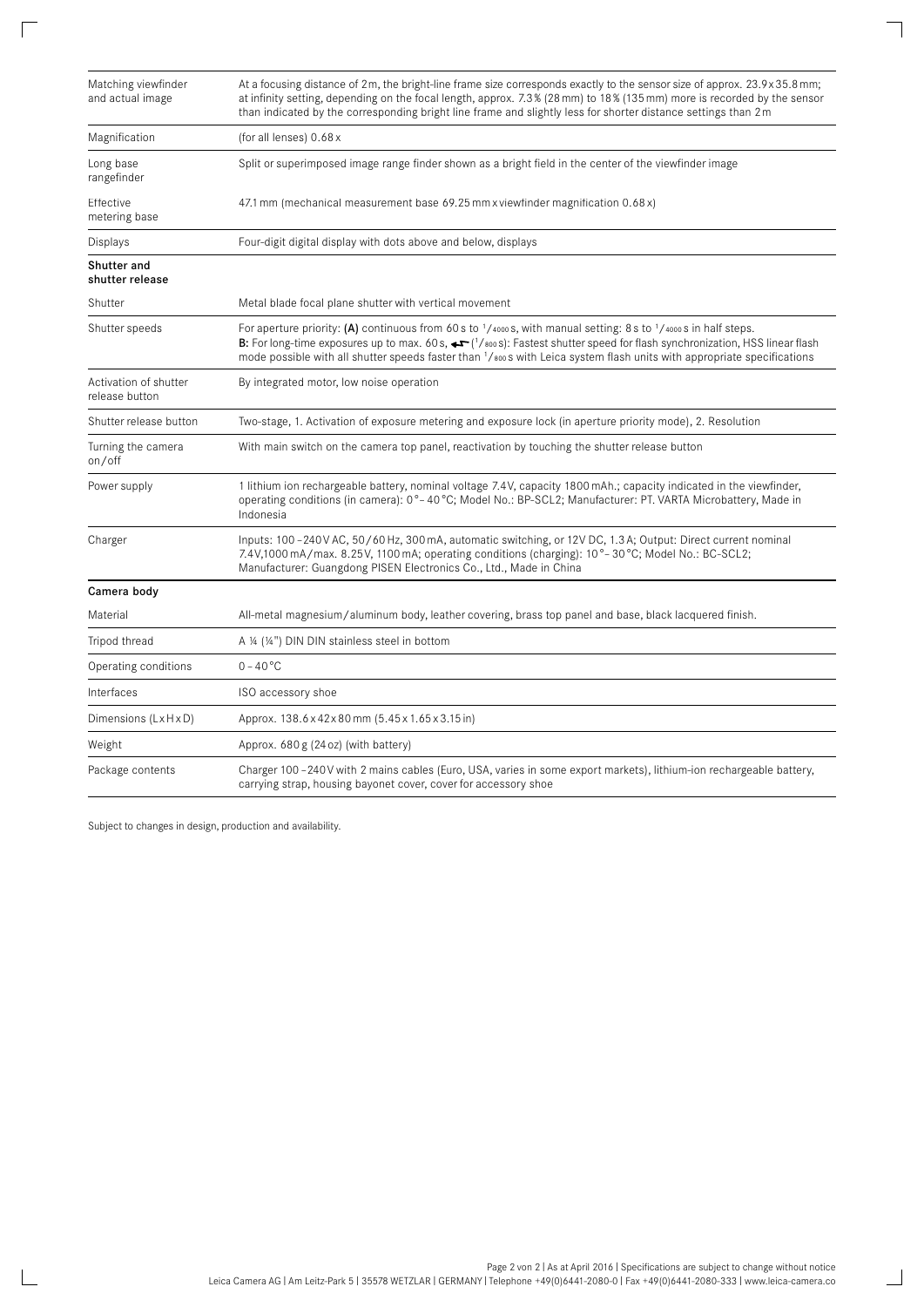| | |
|---|---|
| Matching viewfinder and actual image | At a focusing distance of 2m, the bright-line frame size corresponds exactly to the sensor size of approx. 23.9 x 35.8 mm; at infinity setting, depending on the focal length, approx. 7.3% (28 mm) to 18% (135 mm) more is recorded by the sensor than indicated by the corresponding bright line frame and slightly less for shorter distance settings than 2 m |
| Magnification | (for all lenses) 0.68 x |
| Long base rangefinder | Split or superimposed image range finder shown as a bright field in the center of the viewfinder image |
| Effective metering base | 47.1 mm (mechanical measurement base 69.25 mm x viewfinder magnification 0.68 x) |
| Displays | Four-digit digital display with dots above and below, displays |
| **Shutter and shutter release** | |
| Shutter | Metal blade focal plane shutter with vertical movement |
| Shutter speeds | For aperture priority: **(A)** continuous from 60 s to 1/4000 s, with manual setting: 8 s to 1/4000 s in half steps. **B:** For long-time exposures up to max. 60 s, ⚡ (1/180 s): Fastest shutter speed for flash synchronization, HSS linear flash mode possible with all shutter speeds faster than 1/180 s with Leica system flash units with appropriate specifications |
| Activation of shutter release button | By integrated motor, low noise operation |
| Shutter release button | Two-stage, 1. Activation of exposure metering and exposure lock (in aperture priority mode), 2. Resolution |
| Turning the camera on/off | With main switch on the camera top panel, reactivation by touching the shutter release button |
| Power supply | 1 lithium ion rechargeable battery, nominal voltage 7.4 V, capacity 1800 mAh.; capacity indicated in the viewfinder, operating conditions (in camera): 0°– 40°C; Model No.: BP-SCL2; Manufacturer: PT. VARTA Microbattery, Made in Indonesia |
| Charger | Inputs: 100 –240 V AC, 50/60 Hz, 300 mA, automatic switching, or 12V DC, 1.3 A; Output: Direct current nominal 7.4V,1000 mA/max. 8.25V, 1100 mA; operating conditions (charging): 10°– 30°C; Model No.: BC-SCL2; Manufacturer: Guangdong PISEN Electronics Co., Ltd., Made in China |
| **Camera body** | |
| Material | All-metal magnesium/aluminum body, leather covering, brass top panel and base, black lacquered finish. |
| Tripod thread | A ¼ (¼") DIN DIN stainless steel in bottom |
| Operating conditions | 0 – 40°C |
| Interfaces | ISO accessory shoe |
| Dimensions (L x H x D) | Approx. 138.6 x 42 x 80 mm (5.45 x 1.65 x 3.15 in) |
| Weight | Approx. 680 g (24 oz) (with battery) |
| Package contents | Charger 100 –240 V with 2 mains cables (Euro, USA, varies in some export markets), lithium-ion rechargeable battery, carrying strap, housing bayonet cover, cover for accessory shoe |

Subject to changes in design, production and availability.

As at April 2016 | Specifications are subject to change without notice

Leica Camera AG | Am Leitz-Park 5 | 35578 WETZLAR | GERMANY | Telephone +49(0)6441-2080-0 | Fax +49(0)6441-2080-333 | www.leica-camera.co